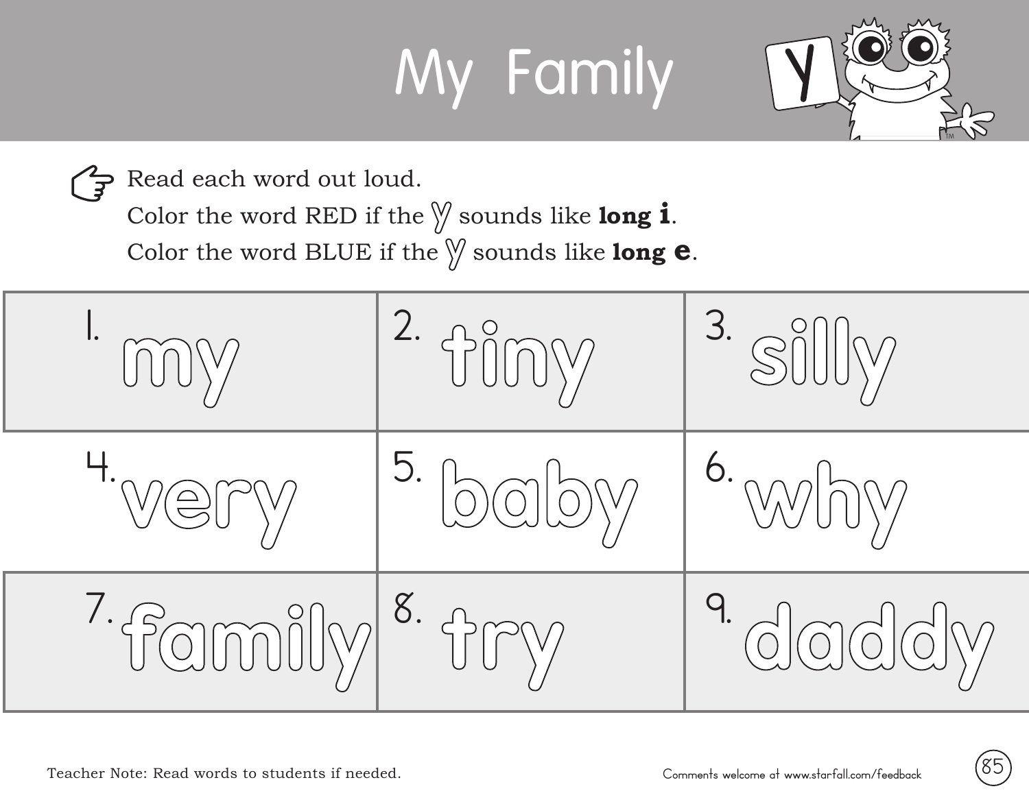# My Family

Read each word out loud.
Color the word RED if the y sounds like **long i**.
Color the word BLUE if the y sounds like **long e**.

| | | |
|---|---|---|
| 1. my | 2. tiny | 3. silly |
| 4. very | 5. baby | 6. why |
| 7. family | 8. try | 9. daddy |

Teacher Note: Read words to students if needed.

Comments welcome at www.starfall.com/feedback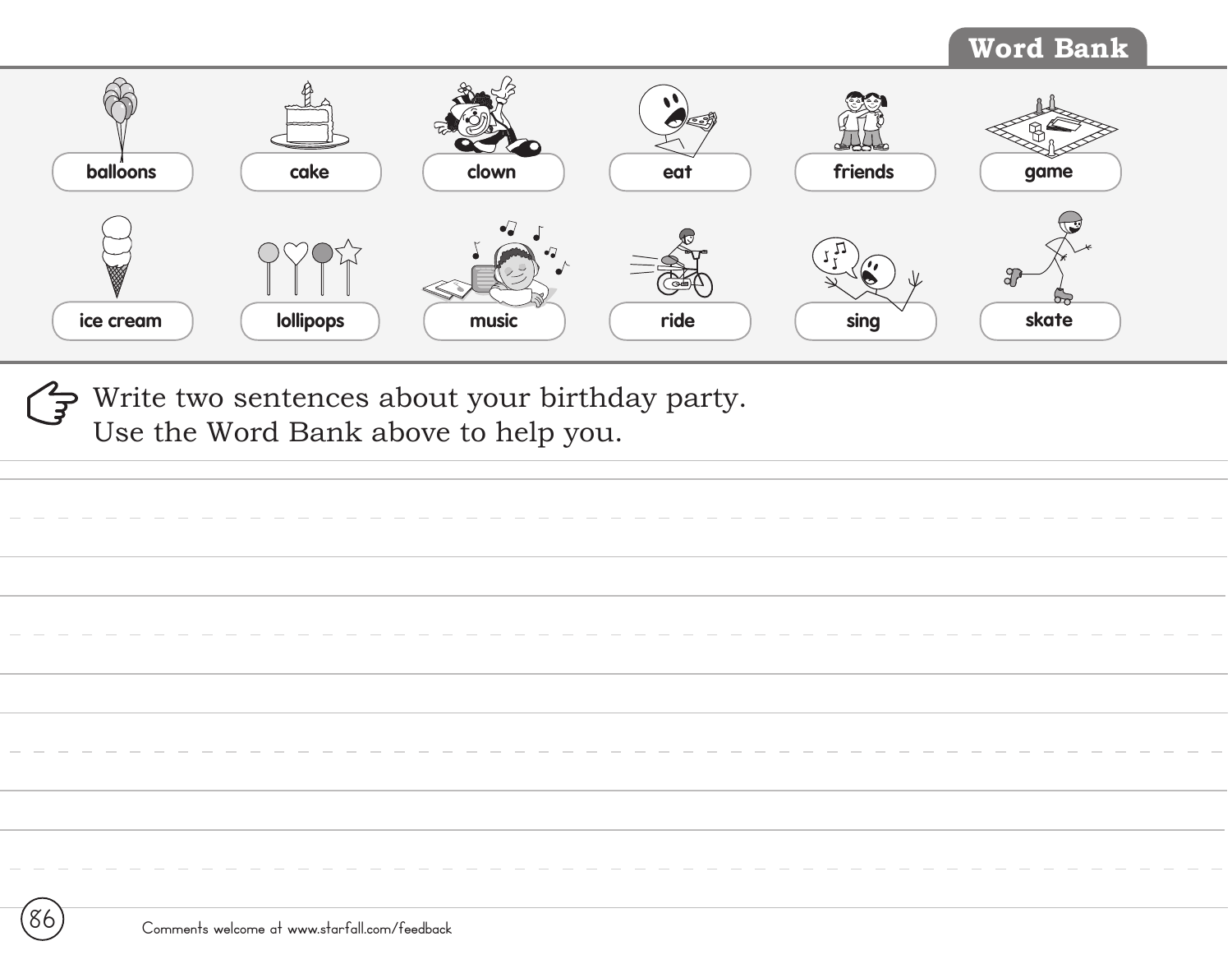## Word Bank

| | | | | | |
|---|---|---|---|---|---|
| balloons | cake | clown | eat | friends | game |
| ice cream | lollipops | music | ride | sing | skate |

Write two sentences about your birthday party.
Use the Word Bank above to help you.

Comments welcome at www.starfall.com/feedback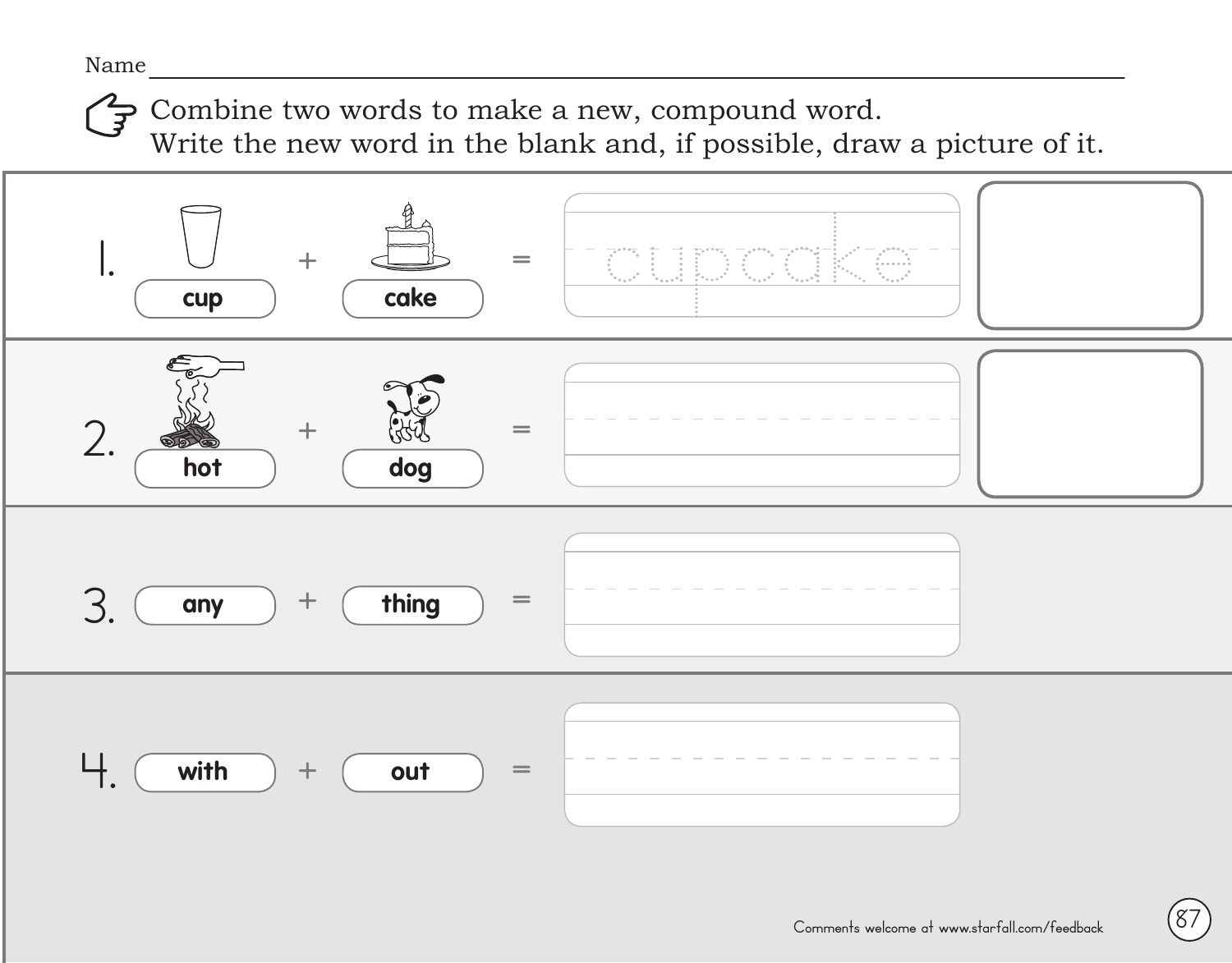Name ____________________

Combine two words to make a new, compound word.
Write the new word in the blank and, if possible, draw a picture of it.

1. cup + cake = cupcake

2. hot + dog = ____________________

3. any + thing = ____________________

4. with + out = ____________________

Comments welcome at www.starfall.com/feedback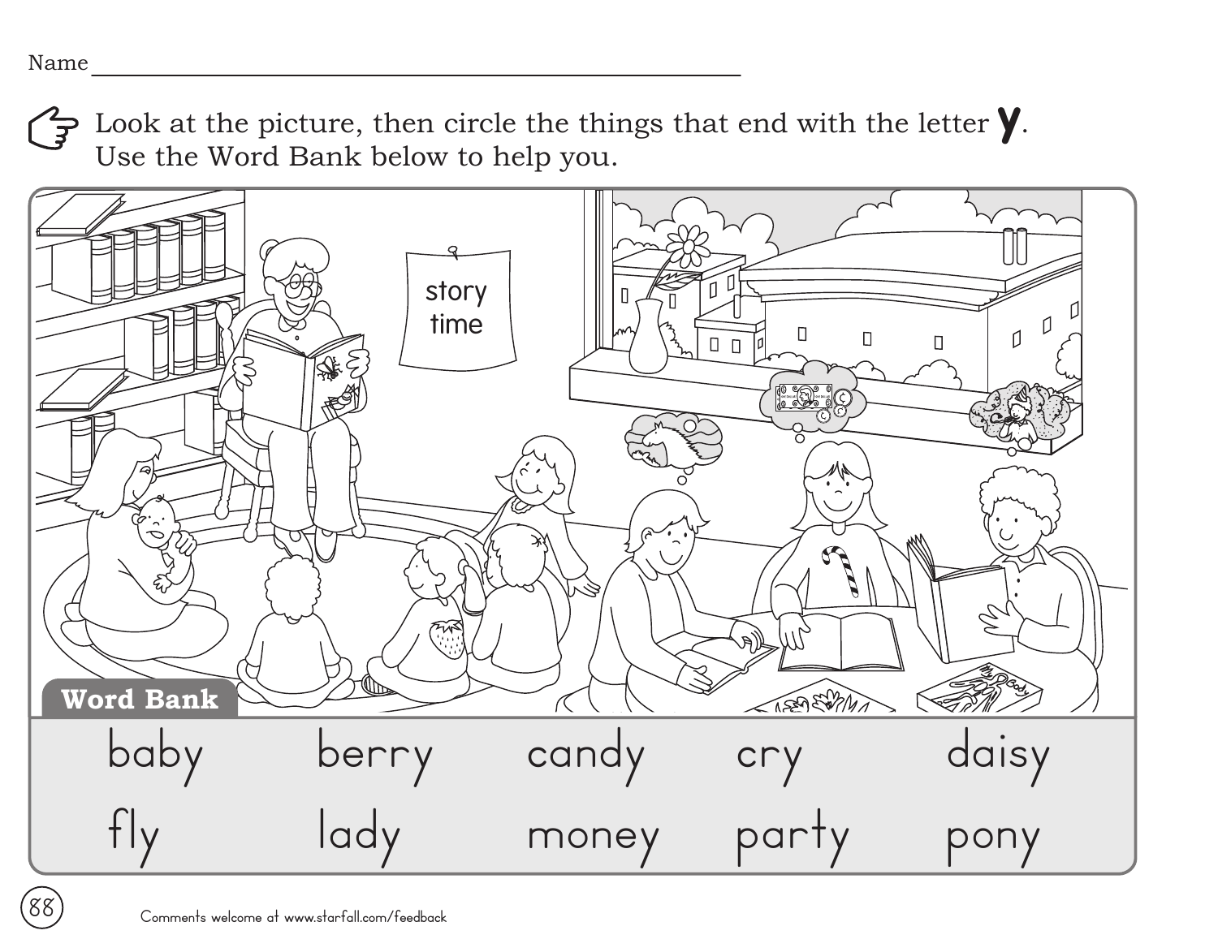Name ______________________________________________

Look at the picture, then circle the things that end with the letter **y**. Use the Word Bank below to help you.

story time

**Word Bank**

| | | | | |
|---|---|---|---|---|
| baby | berry | candy | cry | daisy |
| fly | lady | money | party | pony |

Comments welcome at www.starfall.com/feedback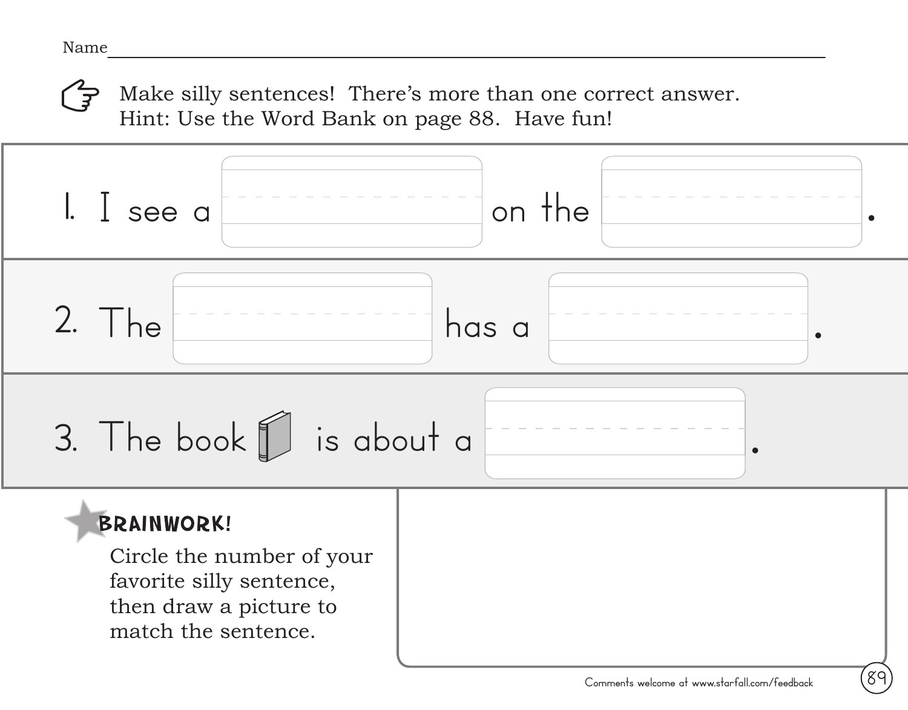Name________________________________________________

Make silly sentences! There's more than one correct answer.
Hint: Use the Word Bank on page 88. Have fun!

1. I see a __________ on the __________.

2. The __________ has a __________.

3. The book is about a __________.

**BRAINWORK!**

Circle the number of your favorite silly sentence, then draw a picture to match the sentence.

Comments welcome at www.starfall.com/feedback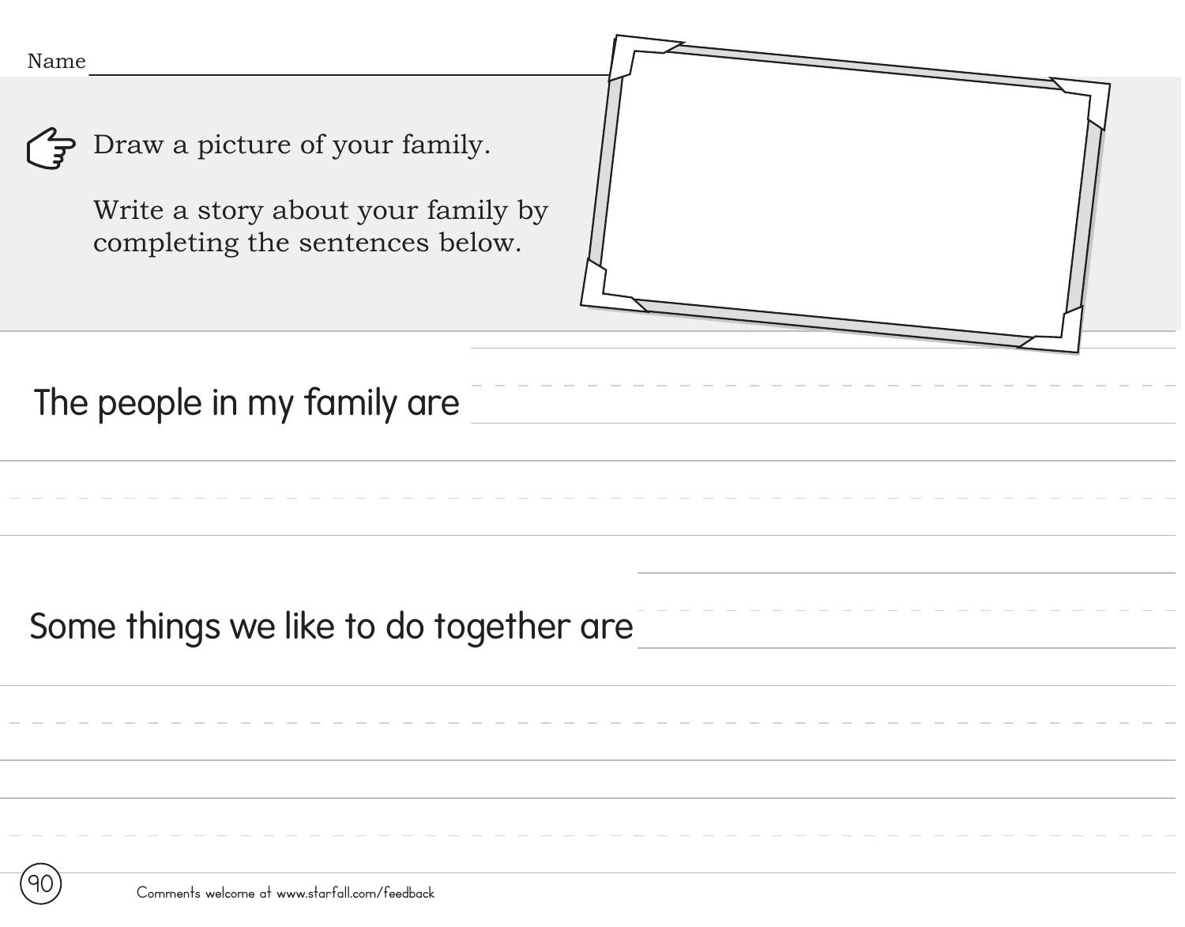Name ______________________________

Draw a picture of your family.

Write a story about your family by completing the sentences below.

The people in my family are ______________________________

______________________________________________________________

Some things we like to do together are ______________________________

______________________________________________________________

______________________________________________________________

Comments welcome at www.starfall.com/feedback